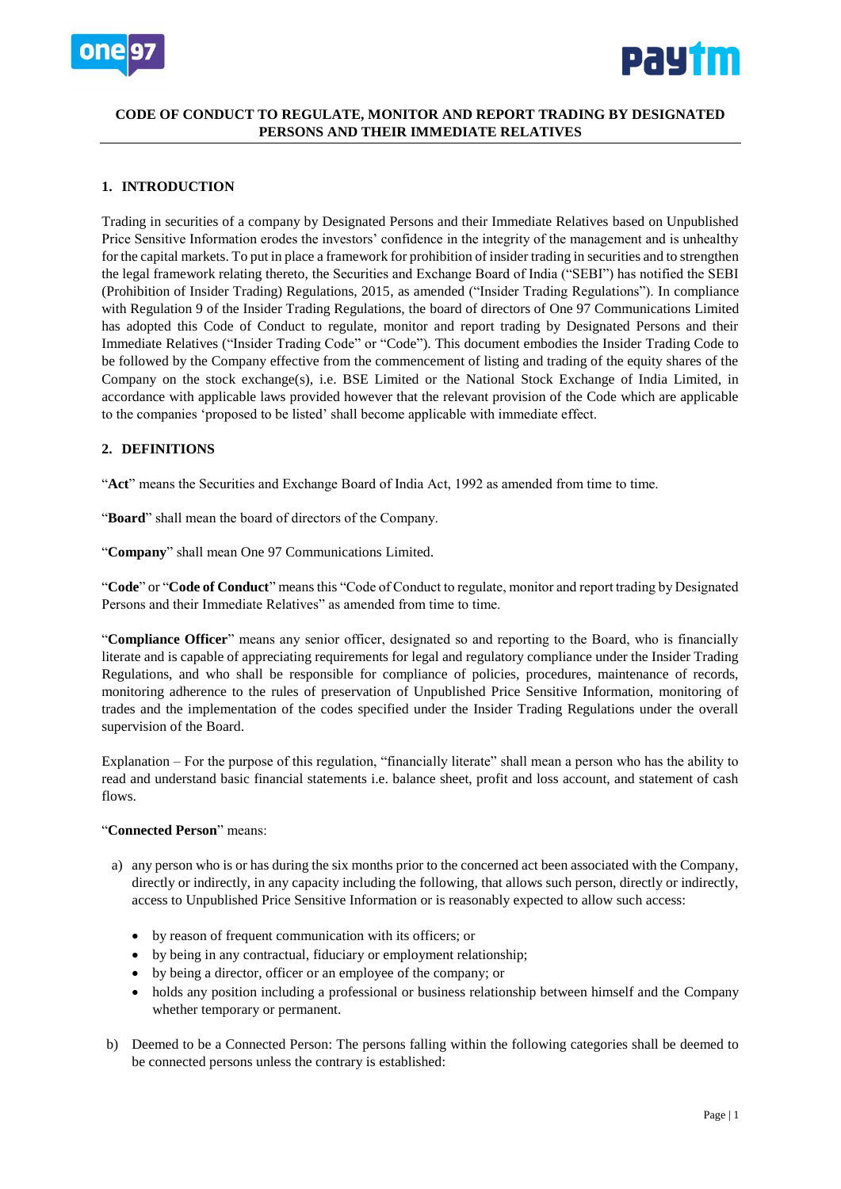# CODE OF CONDUCT TO REGULATE, MONITOR AND REPORT TRADING BY DESIGNATED PERSONS AND THEIR IMMEDIATE RELATIVES

## 1. INTRODUCTION

Trading in securities of a company by Designated Persons and their Immediate Relatives based on Unpublished Price Sensitive Information erodes the investors' confidence in the integrity of the management and is unhealthy for the capital markets. To put in place a framework for prohibition of insider trading in securities and to strengthen the legal framework relating thereto, the Securities and Exchange Board of India ("SEBI") has notified the SEBI (Prohibition of Insider Trading) Regulations, 2015, as amended ("Insider Trading Regulations"). In compliance with Regulation 9 of the Insider Trading Regulations, the board of directors of One 97 Communications Limited has adopted this Code of Conduct to regulate, monitor and report trading by Designated Persons and their Immediate Relatives ("Insider Trading Code" or "Code"). This document embodies the Insider Trading Code to be followed by the Company effective from the commencement of listing and trading of the equity shares of the Company on the stock exchange(s), i.e. BSE Limited or the National Stock Exchange of India Limited, in accordance with applicable laws provided however that the relevant provision of the Code which are applicable to the companies 'proposed to be listed' shall become applicable with immediate effect.

## 2. DEFINITIONS

"**Act**" means the Securities and Exchange Board of India Act, 1992 as amended from time to time.

"**Board**" shall mean the board of directors of the Company.

"**Company**" shall mean One 97 Communications Limited.

"**Code**" or "**Code of Conduct**" means this "Code of Conduct to regulate, monitor and report trading by Designated Persons and their Immediate Relatives" as amended from time to time.

"**Compliance Officer**" means any senior officer, designated so and reporting to the Board, who is financially literate and is capable of appreciating requirements for legal and regulatory compliance under the Insider Trading Regulations, and who shall be responsible for compliance of policies, procedures, maintenance of records, monitoring adherence to the rules of preservation of Unpublished Price Sensitive Information, monitoring of trades and the implementation of the codes specified under the Insider Trading Regulations under the overall supervision of the Board.

Explanation – For the purpose of this regulation, "financially literate" shall mean a person who has the ability to read and understand basic financial statements i.e. balance sheet, profit and loss account, and statement of cash flows.

"**Connected Person**" means:

a) any person who is or has during the six months prior to the concerned act been associated with the Company, directly or indirectly, in any capacity including the following, that allows such person, directly or indirectly, access to Unpublished Price Sensitive Information or is reasonably expected to allow such access:

   - by reason of frequent communication with its officers; or
   - by being in any contractual, fiduciary or employment relationship;
   - by being a director, officer or an employee of the company; or
   - holds any position including a professional or business relationship between himself and the Company whether temporary or permanent.

b) Deemed to be a Connected Person: The persons falling within the following categories shall be deemed to be connected persons unless the contrary is established: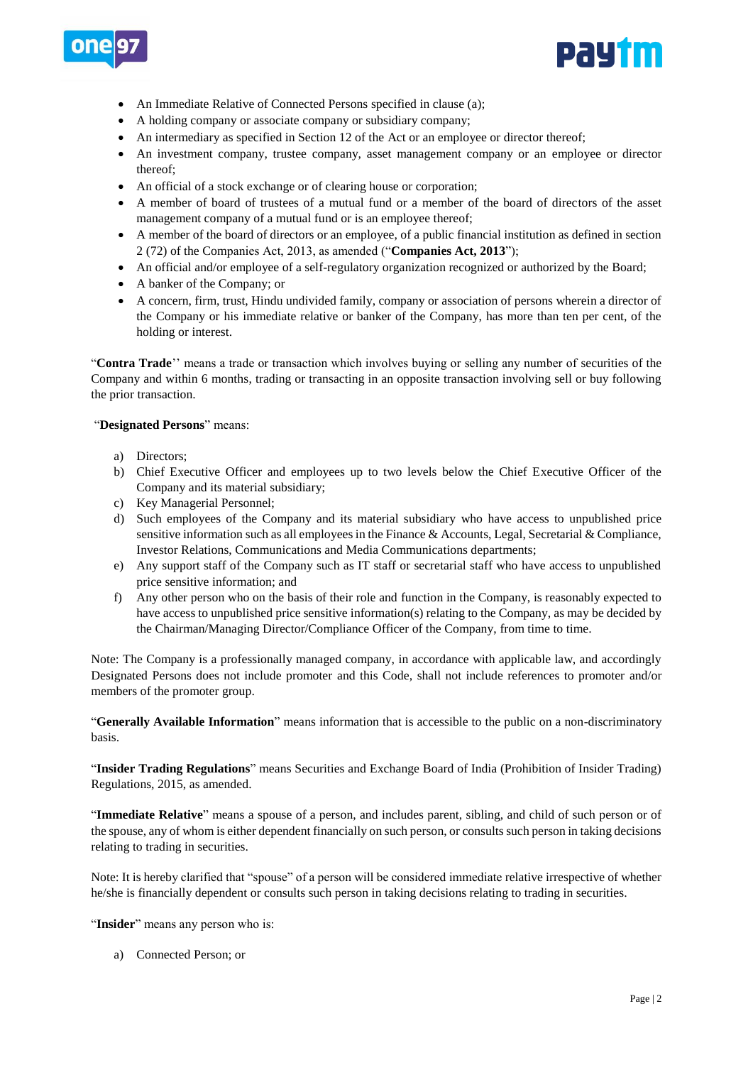- An Immediate Relative of Connected Persons specified in clause (a);
- A holding company or associate company or subsidiary company;
- An intermediary as specified in Section 12 of the Act or an employee or director thereof;
- An investment company, trustee company, asset management company or an employee or director thereof;
- An official of a stock exchange or of clearing house or corporation;
- A member of board of trustees of a mutual fund or a member of the board of directors of the asset management company of a mutual fund or is an employee thereof;
- A member of the board of directors or an employee, of a public financial institution as defined in section 2 (72) of the Companies Act, 2013, as amended ("**Companies Act, 2013**");
- An official and/or employee of a self-regulatory organization recognized or authorized by the Board;
- A banker of the Company; or
- A concern, firm, trust, Hindu undivided family, company or association of persons wherein a director of the Company or his immediate relative or banker of the Company, has more than ten per cent, of the holding or interest.

"**Contra Trade**'' means a trade or transaction which involves buying or selling any number of securities of the Company and within 6 months, trading or transacting in an opposite transaction involving sell or buy following the prior transaction.

"**Designated Persons**" means:

a) Directors;
b) Chief Executive Officer and employees up to two levels below the Chief Executive Officer of the Company and its material subsidiary;
c) Key Managerial Personnel;
d) Such employees of the Company and its material subsidiary who have access to unpublished price sensitive information such as all employees in the Finance & Accounts, Legal, Secretarial & Compliance, Investor Relations, Communications and Media Communications departments;
e) Any support staff of the Company such as IT staff or secretarial staff who have access to unpublished price sensitive information; and
f) Any other person who on the basis of their role and function in the Company, is reasonably expected to have access to unpublished price sensitive information(s) relating to the Company, as may be decided by the Chairman/Managing Director/Compliance Officer of the Company, from time to time.

Note: The Company is a professionally managed company, in accordance with applicable law, and accordingly Designated Persons does not include promoter and this Code, shall not include references to promoter and/or members of the promoter group.

"**Generally Available Information**" means information that is accessible to the public on a non-discriminatory basis.

"**Insider Trading Regulations**" means Securities and Exchange Board of India (Prohibition of Insider Trading) Regulations, 2015, as amended.

"**Immediate Relative**" means a spouse of a person, and includes parent, sibling, and child of such person or of the spouse, any of whom is either dependent financially on such person, or consults such person in taking decisions relating to trading in securities.

Note: It is hereby clarified that "spouse" of a person will be considered immediate relative irrespective of whether he/she is financially dependent or consults such person in taking decisions relating to trading in securities.

"**Insider**" means any person who is:

a) Connected Person; or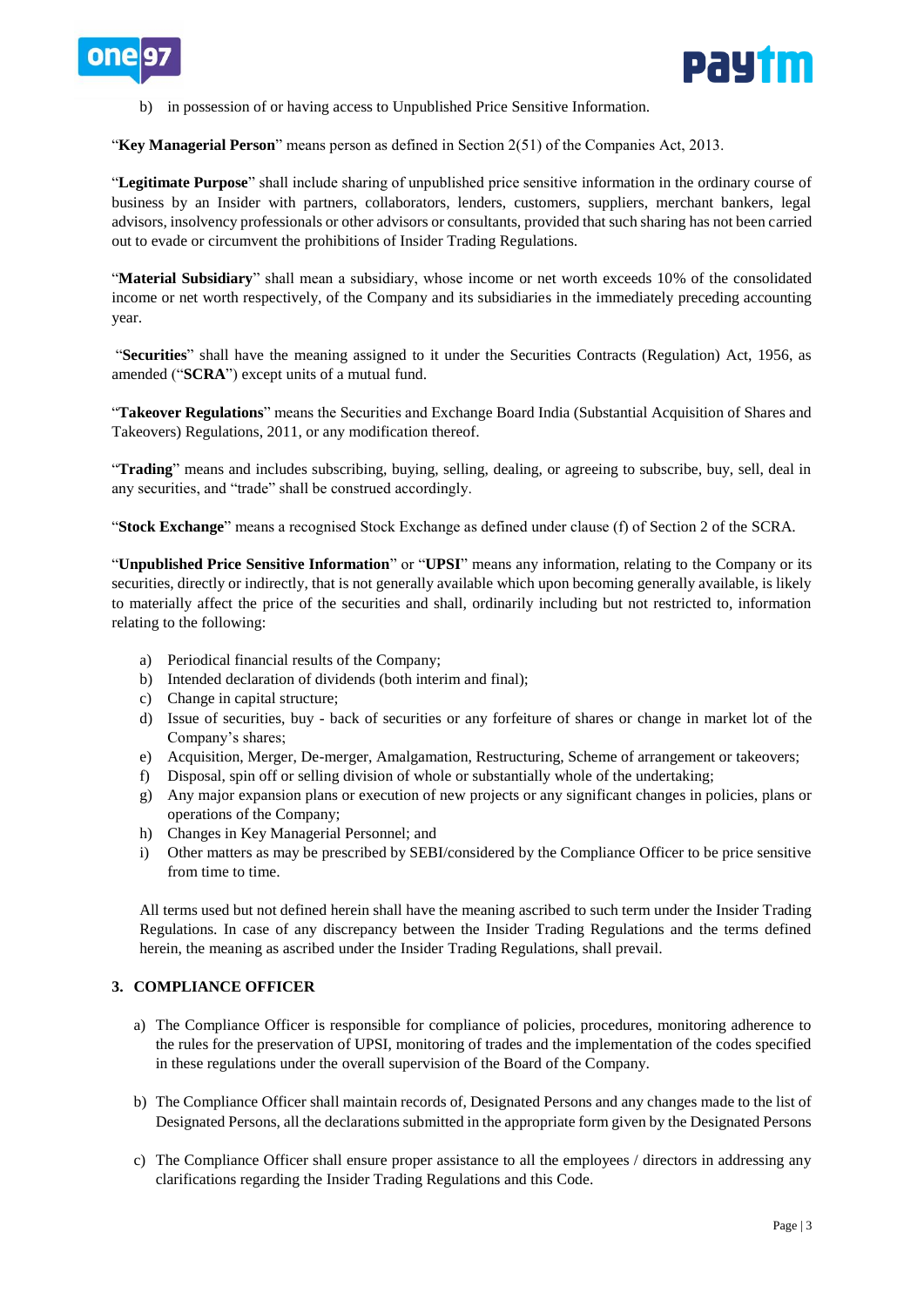b) in possession of or having access to Unpublished Price Sensitive Information.

"**Key Managerial Person**" means person as defined in Section 2(51) of the Companies Act, 2013.

"**Legitimate Purpose**" shall include sharing of unpublished price sensitive information in the ordinary course of business by an Insider with partners, collaborators, lenders, customers, suppliers, merchant bankers, legal advisors, insolvency professionals or other advisors or consultants, provided that such sharing has not been carried out to evade or circumvent the prohibitions of Insider Trading Regulations.

"**Material Subsidiary**" shall mean a subsidiary, whose income or net worth exceeds 10% of the consolidated income or net worth respectively, of the Company and its subsidiaries in the immediately preceding accounting year.

"**Securities**" shall have the meaning assigned to it under the Securities Contracts (Regulation) Act, 1956, as amended ("**SCRA**") except units of a mutual fund.

"**Takeover Regulations**" means the Securities and Exchange Board India (Substantial Acquisition of Shares and Takeovers) Regulations, 2011, or any modification thereof.

"**Trading**" means and includes subscribing, buying, selling, dealing, or agreeing to subscribe, buy, sell, deal in any securities, and "trade" shall be construed accordingly.

"**Stock Exchange**" means a recognised Stock Exchange as defined under clause (f) of Section 2 of the SCRA.

"**Unpublished Price Sensitive Information**" or "**UPSI**" means any information, relating to the Company or its securities, directly or indirectly, that is not generally available which upon becoming generally available, is likely to materially affect the price of the securities and shall, ordinarily including but not restricted to, information relating to the following:

a) Periodical financial results of the Company;
b) Intended declaration of dividends (both interim and final);
c) Change in capital structure;
d) Issue of securities, buy - back of securities or any forfeiture of shares or change in market lot of the Company's shares;
e) Acquisition, Merger, De-merger, Amalgamation, Restructuring, Scheme of arrangement or takeovers;
f) Disposal, spin off or selling division of whole or substantially whole of the undertaking;
g) Any major expansion plans or execution of new projects or any significant changes in policies, plans or operations of the Company;
h) Changes in Key Managerial Personnel; and
i) Other matters as may be prescribed by SEBI/considered by the Compliance Officer to be price sensitive from time to time.

All terms used but not defined herein shall have the meaning ascribed to such term under the Insider Trading Regulations. In case of any discrepancy between the Insider Trading Regulations and the terms defined herein, the meaning as ascribed under the Insider Trading Regulations, shall prevail.

## 3. COMPLIANCE OFFICER

a) The Compliance Officer is responsible for compliance of policies, procedures, monitoring adherence to the rules for the preservation of UPSI, monitoring of trades and the implementation of the codes specified in these regulations under the overall supervision of the Board of the Company.

b) The Compliance Officer shall maintain records of, Designated Persons and any changes made to the list of Designated Persons, all the declarations submitted in the appropriate form given by the Designated Persons

c) The Compliance Officer shall ensure proper assistance to all the employees / directors in addressing any clarifications regarding the Insider Trading Regulations and this Code.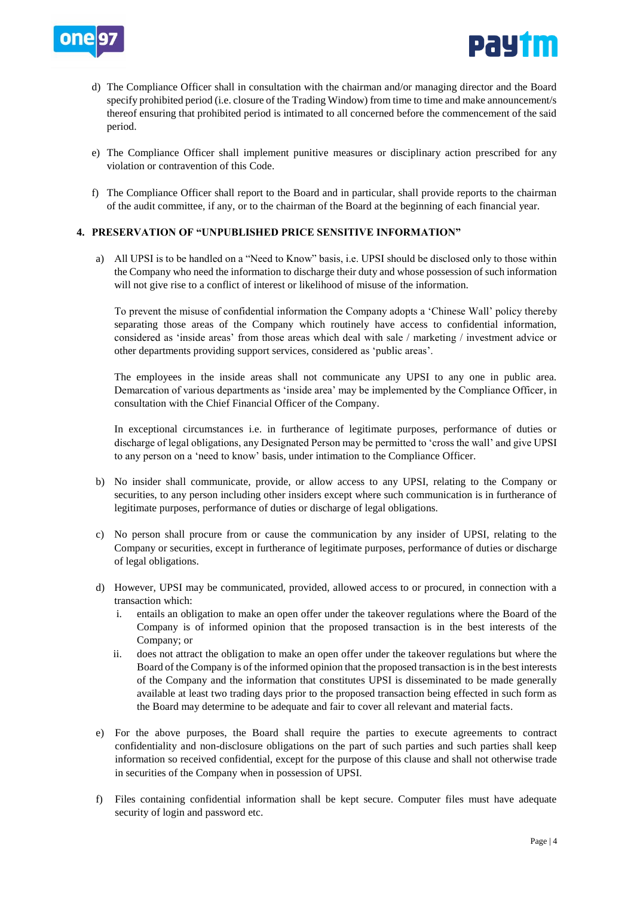d) The Compliance Officer shall in consultation with the chairman and/or managing director and the Board specify prohibited period (i.e. closure of the Trading Window) from time to time and make announcement/s thereof ensuring that prohibited period is intimated to all concerned before the commencement of the said period.

e) The Compliance Officer shall implement punitive measures or disciplinary action prescribed for any violation or contravention of this Code.

f) The Compliance Officer shall report to the Board and in particular, shall provide reports to the chairman of the audit committee, if any, or to the chairman of the Board at the beginning of each financial year.

## 4. PRESERVATION OF "UNPUBLISHED PRICE SENSITIVE INFORMATION"

a) All UPSI is to be handled on a "Need to Know" basis, i.e. UPSI should be disclosed only to those within the Company who need the information to discharge their duty and whose possession of such information will not give rise to a conflict of interest or likelihood of misuse of the information.

   To prevent the misuse of confidential information the Company adopts a 'Chinese Wall' policy thereby separating those areas of the Company which routinely have access to confidential information, considered as 'inside areas' from those areas which deal with sale / marketing / investment advice or other departments providing support services, considered as 'public areas'.

   The employees in the inside areas shall not communicate any UPSI to any one in public area. Demarcation of various departments as 'inside area' may be implemented by the Compliance Officer, in consultation with the Chief Financial Officer of the Company.

   In exceptional circumstances i.e. in furtherance of legitimate purposes, performance of duties or discharge of legal obligations, any Designated Person may be permitted to 'cross the wall' and give UPSI to any person on a 'need to know' basis, under intimation to the Compliance Officer.

b) No insider shall communicate, provide, or allow access to any UPSI, relating to the Company or securities, to any person including other insiders except where such communication is in furtherance of legitimate purposes, performance of duties or discharge of legal obligations.

c) No person shall procure from or cause the communication by any insider of UPSI, relating to the Company or securities, except in furtherance of legitimate purposes, performance of duties or discharge of legal obligations.

d) However, UPSI may be communicated, provided, allowed access to or procured, in connection with a transaction which:
   i. entails an obligation to make an open offer under the takeover regulations where the Board of the Company is of informed opinion that the proposed transaction is in the best interests of the Company; or
   ii. does not attract the obligation to make an open offer under the takeover regulations but where the Board of the Company is of the informed opinion that the proposed transaction is in the best interests of the Company and the information that constitutes UPSI is disseminated to be made generally available at least two trading days prior to the proposed transaction being effected in such form as the Board may determine to be adequate and fair to cover all relevant and material facts.

e) For the above purposes, the Board shall require the parties to execute agreements to contract confidentiality and non-disclosure obligations on the part of such parties and such parties shall keep information so received confidential, except for the purpose of this clause and shall not otherwise trade in securities of the Company when in possession of UPSI.

f) Files containing confidential information shall be kept secure. Computer files must have adequate security of login and password etc.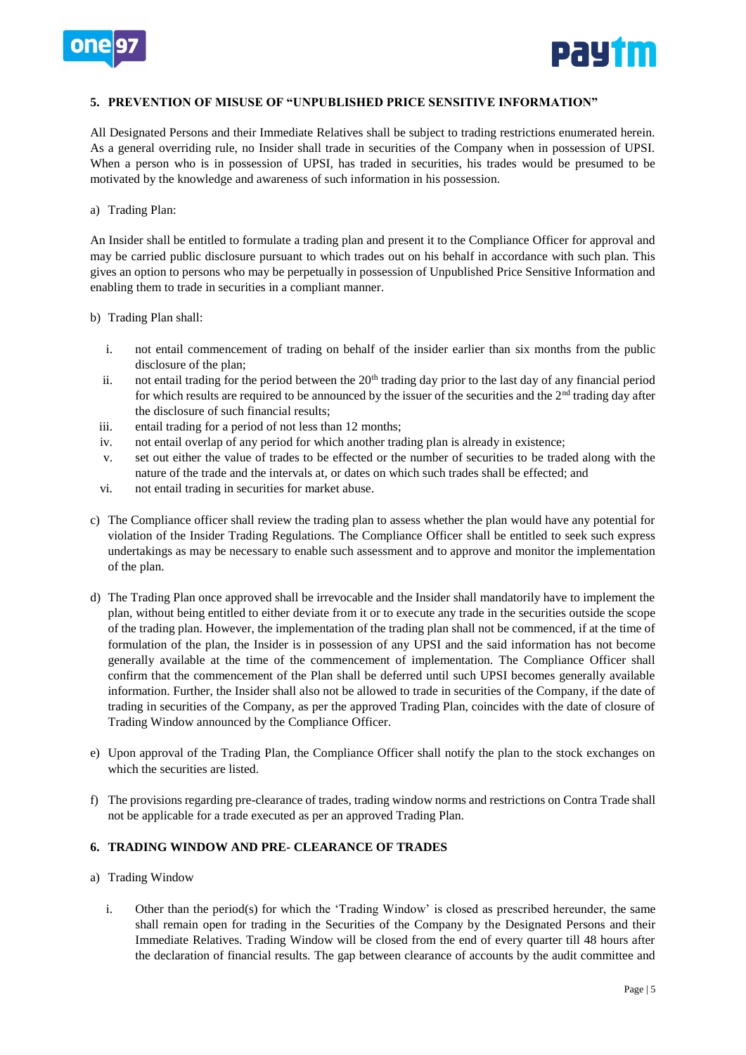## 5. PREVENTION OF MISUSE OF "UNPUBLISHED PRICE SENSITIVE INFORMATION"

All Designated Persons and their Immediate Relatives shall be subject to trading restrictions enumerated herein. As a general overriding rule, no Insider shall trade in securities of the Company when in possession of UPSI. When a person who is in possession of UPSI, has traded in securities, his trades would be presumed to be motivated by the knowledge and awareness of such information in his possession.

a) Trading Plan:

An Insider shall be entitled to formulate a trading plan and present it to the Compliance Officer for approval and may be carried public disclosure pursuant to which trades out on his behalf in accordance with such plan. This gives an option to persons who may be perpetually in possession of Unpublished Price Sensitive Information and enabling them to trade in securities in a compliant manner.

b) Trading Plan shall:

i. not entail commencement of trading on behalf of the insider earlier than six months from the public disclosure of the plan;
ii. not entail trading for the period between the 20th trading day prior to the last day of any financial period for which results are required to be announced by the issuer of the securities and the 2nd trading day after the disclosure of such financial results;
iii. entail trading for a period of not less than 12 months;
iv. not entail overlap of any period for which another trading plan is already in existence;
v. set out either the value of trades to be effected or the number of securities to be traded along with the nature of the trade and the intervals at, or dates on which such trades shall be effected; and
vi. not entail trading in securities for market abuse.

c) The Compliance officer shall review the trading plan to assess whether the plan would have any potential for violation of the Insider Trading Regulations. The Compliance Officer shall be entitled to seek such express undertakings as may be necessary to enable such assessment and to approve and monitor the implementation of the plan.

d) The Trading Plan once approved shall be irrevocable and the Insider shall mandatorily have to implement the plan, without being entitled to either deviate from it or to execute any trade in the securities outside the scope of the trading plan. However, the implementation of the trading plan shall not be commenced, if at the time of formulation of the plan, the Insider is in possession of any UPSI and the said information has not become generally available at the time of the commencement of implementation. The Compliance Officer shall confirm that the commencement of the Plan shall be deferred until such UPSI becomes generally available information. Further, the Insider shall also not be allowed to trade in securities of the Company, if the date of trading in securities of the Company, as per the approved Trading Plan, coincides with the date of closure of Trading Window announced by the Compliance Officer.

e) Upon approval of the Trading Plan, the Compliance Officer shall notify the plan to the stock exchanges on which the securities are listed.

f) The provisions regarding pre-clearance of trades, trading window norms and restrictions on Contra Trade shall not be applicable for a trade executed as per an approved Trading Plan.

## 6. TRADING WINDOW AND PRE- CLEARANCE OF TRADES

a) Trading Window

i. Other than the period(s) for which the 'Trading Window' is closed as prescribed hereunder, the same shall remain open for trading in the Securities of the Company by the Designated Persons and their Immediate Relatives. Trading Window will be closed from the end of every quarter till 48 hours after the declaration of financial results. The gap between clearance of accounts by the audit committee and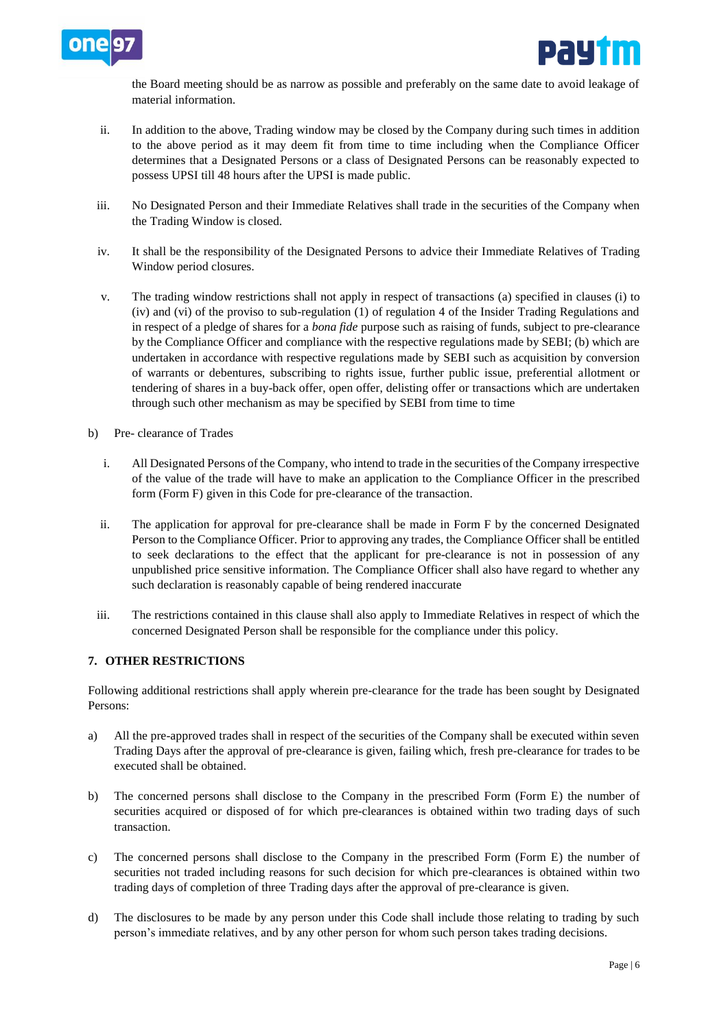the Board meeting should be as narrow as possible and preferably on the same date to avoid leakage of material information.

ii. In addition to the above, Trading window may be closed by the Company during such times in addition to the above period as it may deem fit from time to time including when the Compliance Officer determines that a Designated Persons or a class of Designated Persons can be reasonably expected to possess UPSI till 48 hours after the UPSI is made public.

iii. No Designated Person and their Immediate Relatives shall trade in the securities of the Company when the Trading Window is closed.

iv. It shall be the responsibility of the Designated Persons to advice their Immediate Relatives of Trading Window period closures.

v. The trading window restrictions shall not apply in respect of transactions (a) specified in clauses (i) to (iv) and (vi) of the proviso to sub-regulation (1) of regulation 4 of the Insider Trading Regulations and in respect of a pledge of shares for a *bona fide* purpose such as raising of funds, subject to pre-clearance by the Compliance Officer and compliance with the respective regulations made by SEBI; (b) which are undertaken in accordance with respective regulations made by SEBI such as acquisition by conversion of warrants or debentures, subscribing to rights issue, further public issue, preferential allotment or tendering of shares in a buy-back offer, open offer, delisting offer or transactions which are undertaken through such other mechanism as may be specified by SEBI from time to time

b) Pre- clearance of Trades

i. All Designated Persons of the Company, who intend to trade in the securities of the Company irrespective of the value of the trade will have to make an application to the Compliance Officer in the prescribed form (Form F) given in this Code for pre-clearance of the transaction.

ii. The application for approval for pre-clearance shall be made in Form F by the concerned Designated Person to the Compliance Officer. Prior to approving any trades, the Compliance Officer shall be entitled to seek declarations to the effect that the applicant for pre-clearance is not in possession of any unpublished price sensitive information. The Compliance Officer shall also have regard to whether any such declaration is reasonably capable of being rendered inaccurate

iii. The restrictions contained in this clause shall also apply to Immediate Relatives in respect of which the concerned Designated Person shall be responsible for the compliance under this policy.

## 7. OTHER RESTRICTIONS

Following additional restrictions shall apply wherein pre-clearance for the trade has been sought by Designated Persons:

a) All the pre-approved trades shall in respect of the securities of the Company shall be executed within seven Trading Days after the approval of pre-clearance is given, failing which, fresh pre-clearance for trades to be executed shall be obtained.

b) The concerned persons shall disclose to the Company in the prescribed Form (Form E) the number of securities acquired or disposed of for which pre-clearances is obtained within two trading days of such transaction.

c) The concerned persons shall disclose to the Company in the prescribed Form (Form E) the number of securities not traded including reasons for such decision for which pre-clearances is obtained within two trading days of completion of three Trading days after the approval of pre-clearance is given.

d) The disclosures to be made by any person under this Code shall include those relating to trading by such person's immediate relatives, and by any other person for whom such person takes trading decisions.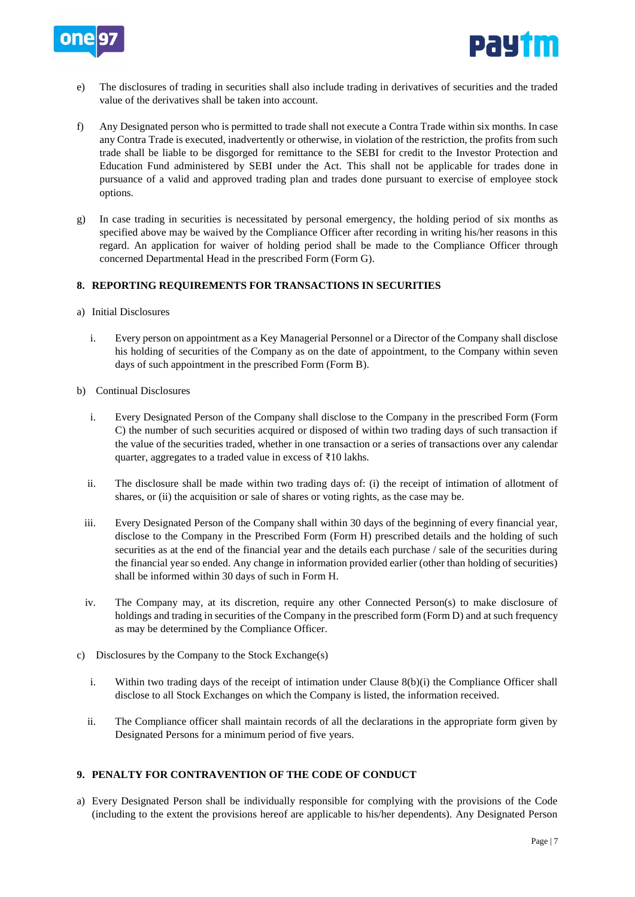e) The disclosures of trading in securities shall also include trading in derivatives of securities and the traded value of the derivatives shall be taken into account.

f) Any Designated person who is permitted to trade shall not execute a Contra Trade within six months. In case any Contra Trade is executed, inadvertently or otherwise, in violation of the restriction, the profits from such trade shall be liable to be disgorged for remittance to the SEBI for credit to the Investor Protection and Education Fund administered by SEBI under the Act. This shall not be applicable for trades done in pursuance of a valid and approved trading plan and trades done pursuant to exercise of employee stock options.

g) In case trading in securities is necessitated by personal emergency, the holding period of six months as specified above may be waived by the Compliance Officer after recording in writing his/her reasons in this regard. An application for waiver of holding period shall be made to the Compliance Officer through concerned Departmental Head in the prescribed Form (Form G).

## 8. REPORTING REQUIREMENTS FOR TRANSACTIONS IN SECURITIES

a) Initial Disclosures

i. Every person on appointment as a Key Managerial Personnel or a Director of the Company shall disclose his holding of securities of the Company as on the date of appointment, to the Company within seven days of such appointment in the prescribed Form (Form B).

b) Continual Disclosures

i. Every Designated Person of the Company shall disclose to the Company in the prescribed Form (Form C) the number of such securities acquired or disposed of within two trading days of such transaction if the value of the securities traded, whether in one transaction or a series of transactions over any calendar quarter, aggregates to a traded value in excess of ₹10 lakhs.

ii. The disclosure shall be made within two trading days of: (i) the receipt of intimation of allotment of shares, or (ii) the acquisition or sale of shares or voting rights, as the case may be.

iii. Every Designated Person of the Company shall within 30 days of the beginning of every financial year, disclose to the Company in the Prescribed Form (Form H) prescribed details and the holding of such securities as at the end of the financial year and the details each purchase / sale of the securities during the financial year so ended. Any change in information provided earlier (other than holding of securities) shall be informed within 30 days of such in Form H.

iv. The Company may, at its discretion, require any other Connected Person(s) to make disclosure of holdings and trading in securities of the Company in the prescribed form (Form D) and at such frequency as may be determined by the Compliance Officer.

c) Disclosures by the Company to the Stock Exchange(s)

i. Within two trading days of the receipt of intimation under Clause 8(b)(i) the Compliance Officer shall disclose to all Stock Exchanges on which the Company is listed, the information received.

ii. The Compliance officer shall maintain records of all the declarations in the appropriate form given by Designated Persons for a minimum period of five years.

## 9. PENALTY FOR CONTRAVENTION OF THE CODE OF CONDUCT

a) Every Designated Person shall be individually responsible for complying with the provisions of the Code (including to the extent the provisions hereof are applicable to his/her dependents). Any Designated Person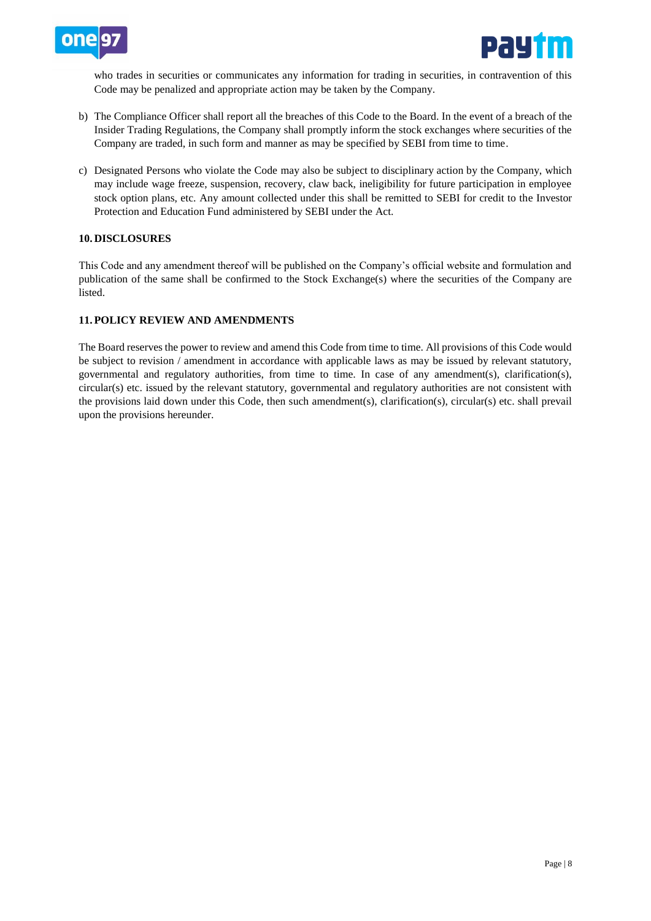who trades in securities or communicates any information for trading in securities, in contravention of this Code may be penalized and appropriate action may be taken by the Company.

b) The Compliance Officer shall report all the breaches of this Code to the Board. In the event of a breach of the Insider Trading Regulations, the Company shall promptly inform the stock exchanges where securities of the Company are traded, in such form and manner as may be specified by SEBI from time to time.

c) Designated Persons who violate the Code may also be subject to disciplinary action by the Company, which may include wage freeze, suspension, recovery, claw back, ineligibility for future participation in employee stock option plans, etc. Any amount collected under this shall be remitted to SEBI for credit to the Investor Protection and Education Fund administered by SEBI under the Act.

## 10. DISCLOSURES

This Code and any amendment thereof will be published on the Company's official website and formulation and publication of the same shall be confirmed to the Stock Exchange(s) where the securities of the Company are listed.

## 11. POLICY REVIEW AND AMENDMENTS

The Board reserves the power to review and amend this Code from time to time. All provisions of this Code would be subject to revision / amendment in accordance with applicable laws as may be issued by relevant statutory, governmental and regulatory authorities, from time to time. In case of any amendment(s), clarification(s), circular(s) etc. issued by the relevant statutory, governmental and regulatory authorities are not consistent with the provisions laid down under this Code, then such amendment(s), clarification(s), circular(s) etc. shall prevail upon the provisions hereunder.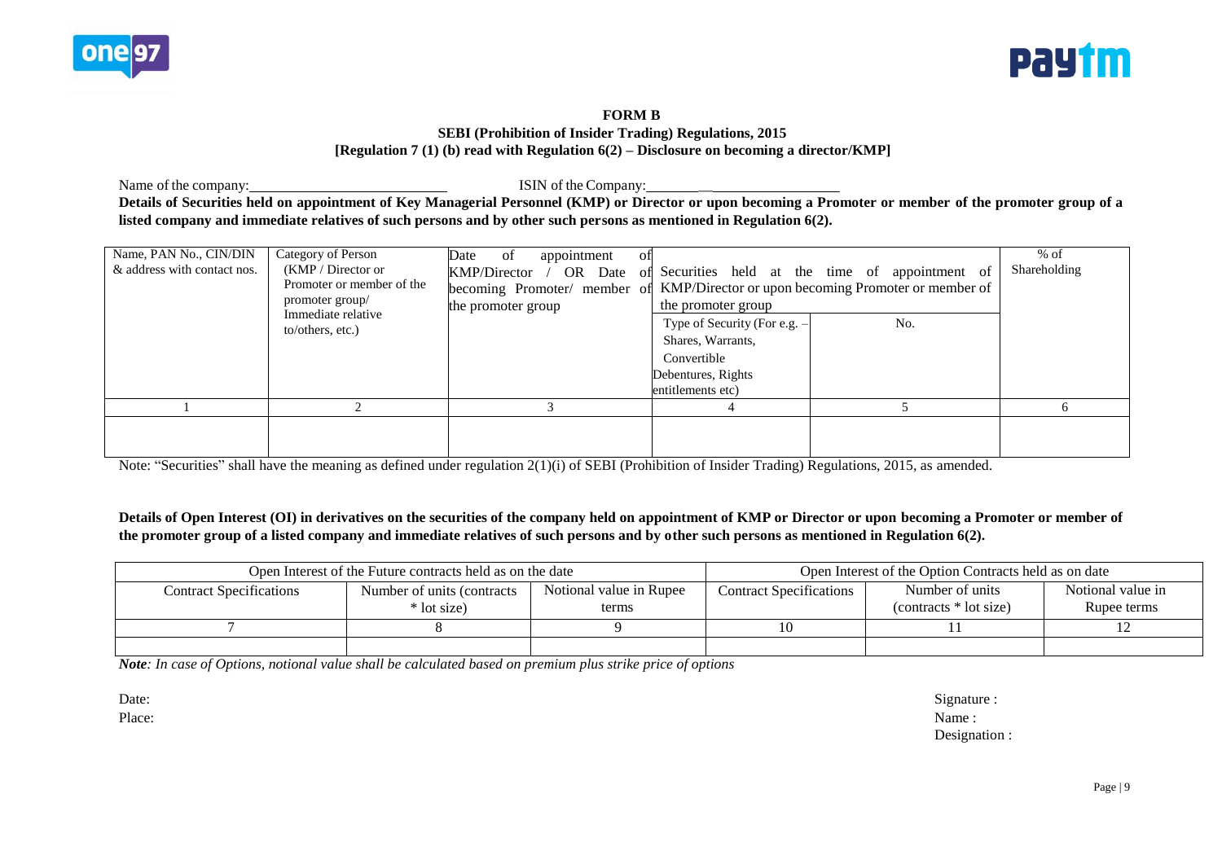**FORM B**

**SEBI (Prohibition of Insider Trading) Regulations, 2015**

**[Regulation 7 (1) (b) read with Regulation 6(2) – Disclosure on becoming a director/KMP]**

Name of the company:\_\_\_\_\_\_\_\_\_\_\_\_\_\_\_\_\_\_\_\_\_\_\_\_\_\_ ISIN of the Company:\_\_\_\_\_\_\_\_\_\_\_\_\_\_\_\_\_\_\_\_\_\_\_\_\_

**Details of Securities held on appointment of Key Managerial Personnel (KMP) or Director or upon becoming a Promoter or member of the promoter group of a listed company and immediate relatives of such persons and by other such persons as mentioned in Regulation 6(2).**

| Name, PAN No., CIN/DIN & address with contact nos. | Category of Person (KMP / Director or Promoter or member of the promoter group/ Immediate relative to/others, etc.) | Date of appointment of KMP/Director / OR Date of becoming Promoter/ member of the promoter group | Securities held at the time of appointment of KMP/Director or upon becoming Promoter or member of the promoter group | | % of Shareholding |
|---|---|---|---|---|---|
| | | | Type of Security (For e.g. – Shares, Warrants, Convertible Debentures, Rights entitlements etc) | No. | |
| 1 | 2 | 3 | 4 | 5 | 6 |
| | | | | | |

Note: "Securities" shall have the meaning as defined under regulation 2(1)(i) of SEBI (Prohibition of Insider Trading) Regulations, 2015, as amended.

**Details of Open Interest (OI) in derivatives on the securities of the company held on appointment of KMP or Director or upon becoming a Promoter or member of the promoter group of a listed company and immediate relatives of such persons and by other such persons as mentioned in Regulation 6(2).**

| Open Interest of the Future contracts held as on the date | | | Open Interest of the Option Contracts held as on date | | |
|---|---|---|---|---|---|
| Contract Specifications | Number of units (contracts * lot size) | Notional value in Rupee terms | Contract Specifications | Number of units (contracts * lot size) | Notional value in Rupee terms |
| 7 | 8 | 9 | 10 | 11 | 12 |
| | | | | | |

***Note****: In case of Options, notional value shall be calculated based on premium plus strike price of options*

Date:

Place:

Signature :

Name :

Designation :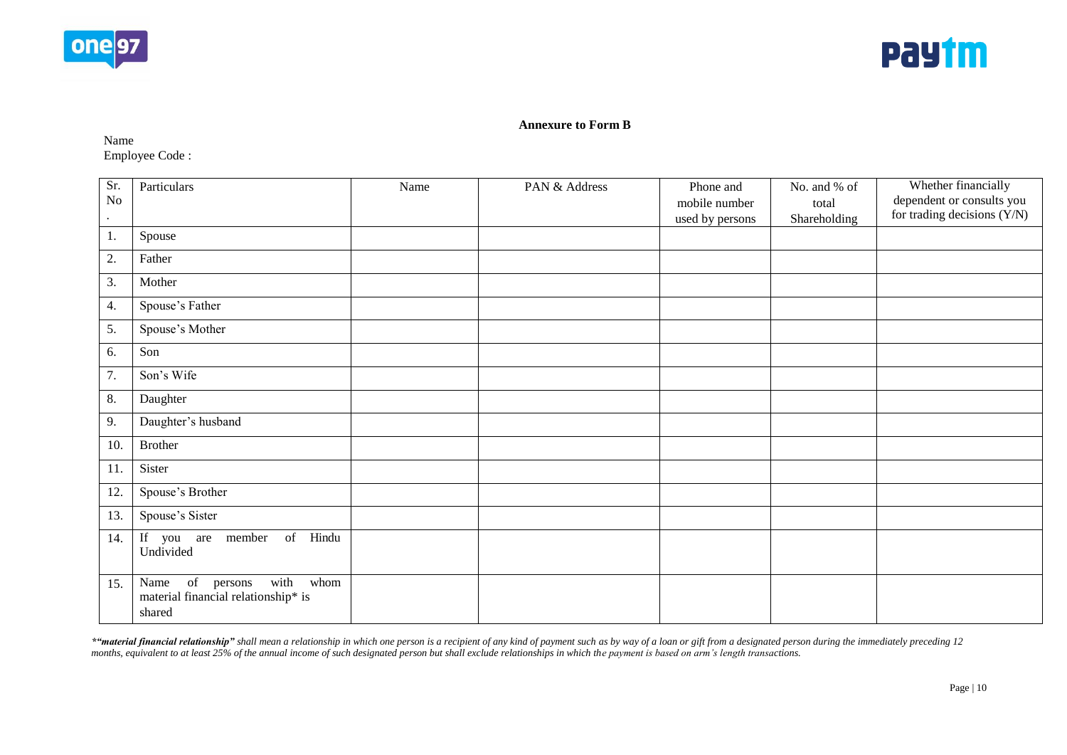**Annexure to Form B**

Name

Employee Code :

| Sr. No. | Particulars | Name | PAN & Address | Phone and mobile number used by persons | No. and % of total Shareholding | Whether financially dependent or consults you for trading decisions (Y/N) |
|---|---|---|---|---|---|---|
| 1. | Spouse | | | | | |
| 2. | Father | | | | | |
| 3. | Mother | | | | | |
| 4. | Spouse's Father | | | | | |
| 5. | Spouse's Mother | | | | | |
| 6. | Son | | | | | |
| 7. | Son's Wife | | | | | |
| 8. | Daughter | | | | | |
| 9. | Daughter's husband | | | | | |
| 10. | Brother | | | | | |
| 11. | Sister | | | | | |
| 12. | Spouse's Brother | | | | | |
| 13. | Spouse's Sister | | | | | |
| 14. | If you are member of Hindu Undivided | | | | | |
| 15. | Name of persons with whom material financial relationship* is shared | | | | | |

*"***material financial relationship***" shall mean a relationship in which one person is a recipient of any kind of payment such as by way of a loan or gift from a designated person during the immediately preceding 12 months, equivalent to at least 25% of the annual income of such designated person but shall exclude relationships in which the payment is based on arm's length transactions.*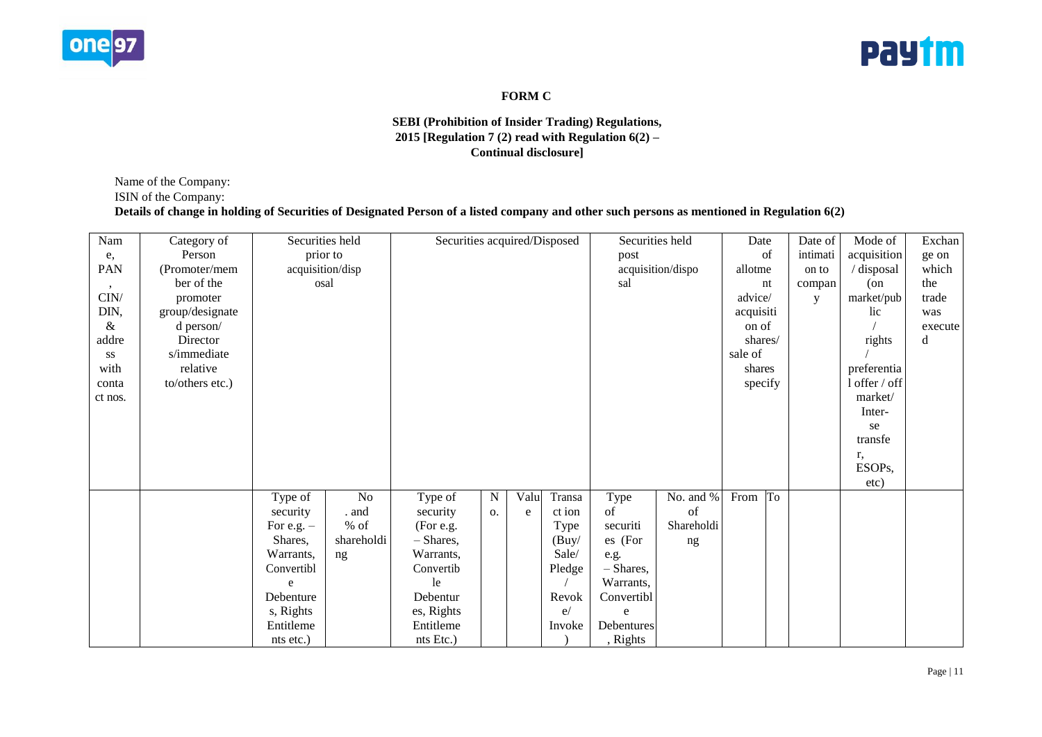**FORM C**

**SEBI (Prohibition of Insider Trading) Regulations, 2015 [Regulation 7 (2) read with Regulation 6(2) – Continual disclosure]**

Name of the Company:

ISIN of the Company:

**Details of change in holding of Securities of Designated Person of a listed company and other such persons as mentioned in Regulation 6(2)**

| Name, PAN, CIN/ DIN, & address with contact nos. | Category of Person (Promoter/member of the promoter group/designated person/ Directors/immediate relative to/others etc.) | Securities held prior to acquisition/disposal | | Securities acquired/Disposed | | | | Securities held post acquisition/disposal | | Date of allotment advice/ acquisition of shares/ sale of shares specify | | Date of intimation to company | Mode of acquisition / disposal (on market/public / rights / preferential offer / off market/ Inter-se transfer, ESOPs, etc) | Exchange on which the trade was executed |
|---|---|---|---|---|---|---|---|---|---|---|---|---|---|---|
| | | Type of security For e.g. – Shares, Warrants, Convertible Debentures, Rights Entitlements etc.) | No. and % of shareholding | Type of security (For e.g. – Shares, Warrants, Convertible Debentures, Rights Entitlements Etc.) | No. | Value | Transaction Type (Buy/ Sale/ Pledge / Revoke/ Invoke) | Type of securities (For e.g. – Shares, Warrants, Convertible Debentures, Rights | No. and % of Shareholding | From | To | | | |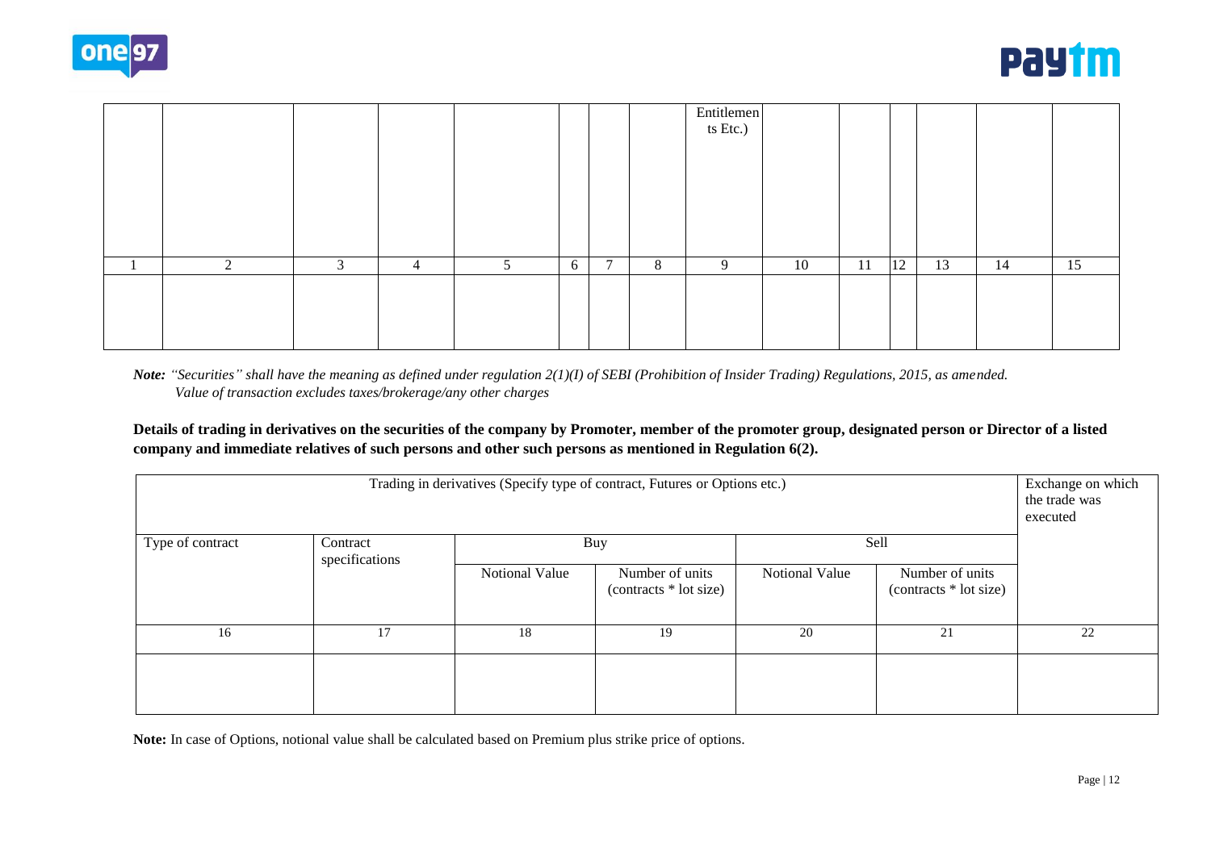| | | | | | | | | Entitlements Etc.) | | | | | | |
|---|---|---|---|---|---|---|---|---|---|---|---|---|---|---|
| 1 | 2 | 3 | 4 | 5 | 6 | 7 | 8 | 9 | 10 | 11 | 12 | 13 | 14 | 15 |
| | | | | | | | | | | | | | | |

***Note:*** *"Securities" shall have the meaning as defined under regulation 2(1)(I) of SEBI (Prohibition of Insider Trading) Regulations, 2015, as amended.*
*Value of transaction excludes taxes/brokerage/any other charges*

**Details of trading in derivatives on the securities of the company by Promoter, member of the promoter group, designated person or Director of a listed company and immediate relatives of such persons and other such persons as mentioned in Regulation 6(2).**

| Trading in derivatives (Specify type of contract, Futures or Options etc.) | | | | | | Exchange on which the trade was executed |
|---|---|---|---|---|---|---|
| Type of contract | Contract specifications | Buy | | Sell | | |
| | | Notional Value | Number of units (contracts * lot size) | Notional Value | Number of units (contracts * lot size) | |
| 16 | 17 | 18 | 19 | 20 | 21 | 22 |
| | | | | | | |

**Note:** In case of Options, notional value shall be calculated based on Premium plus strike price of options.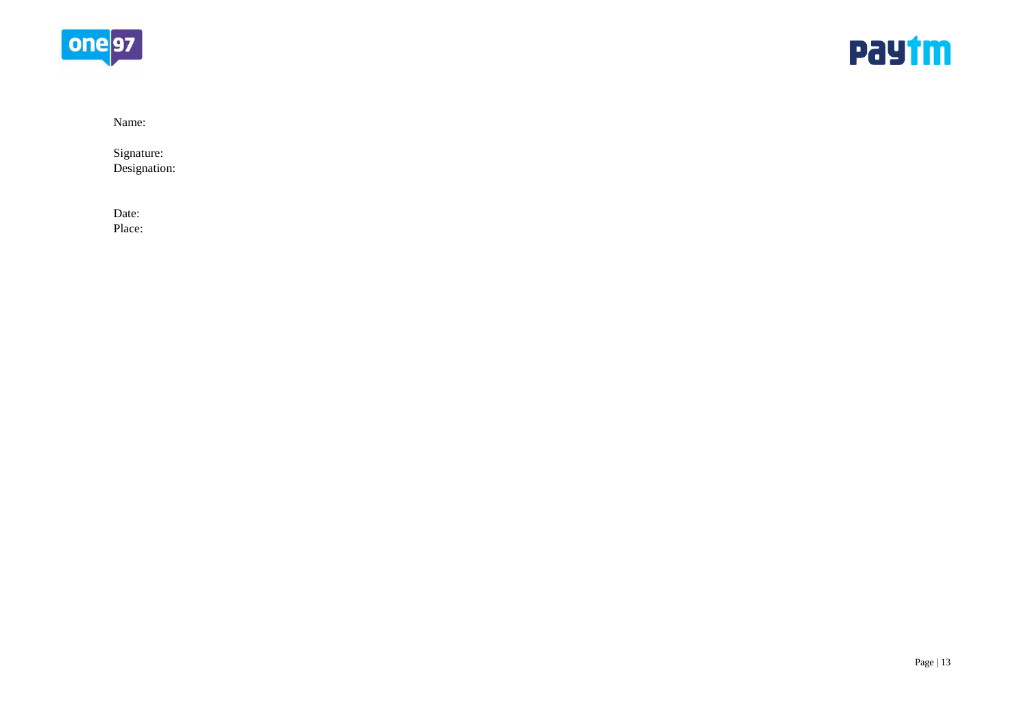Name:

Signature:
Designation:

Date:
Place: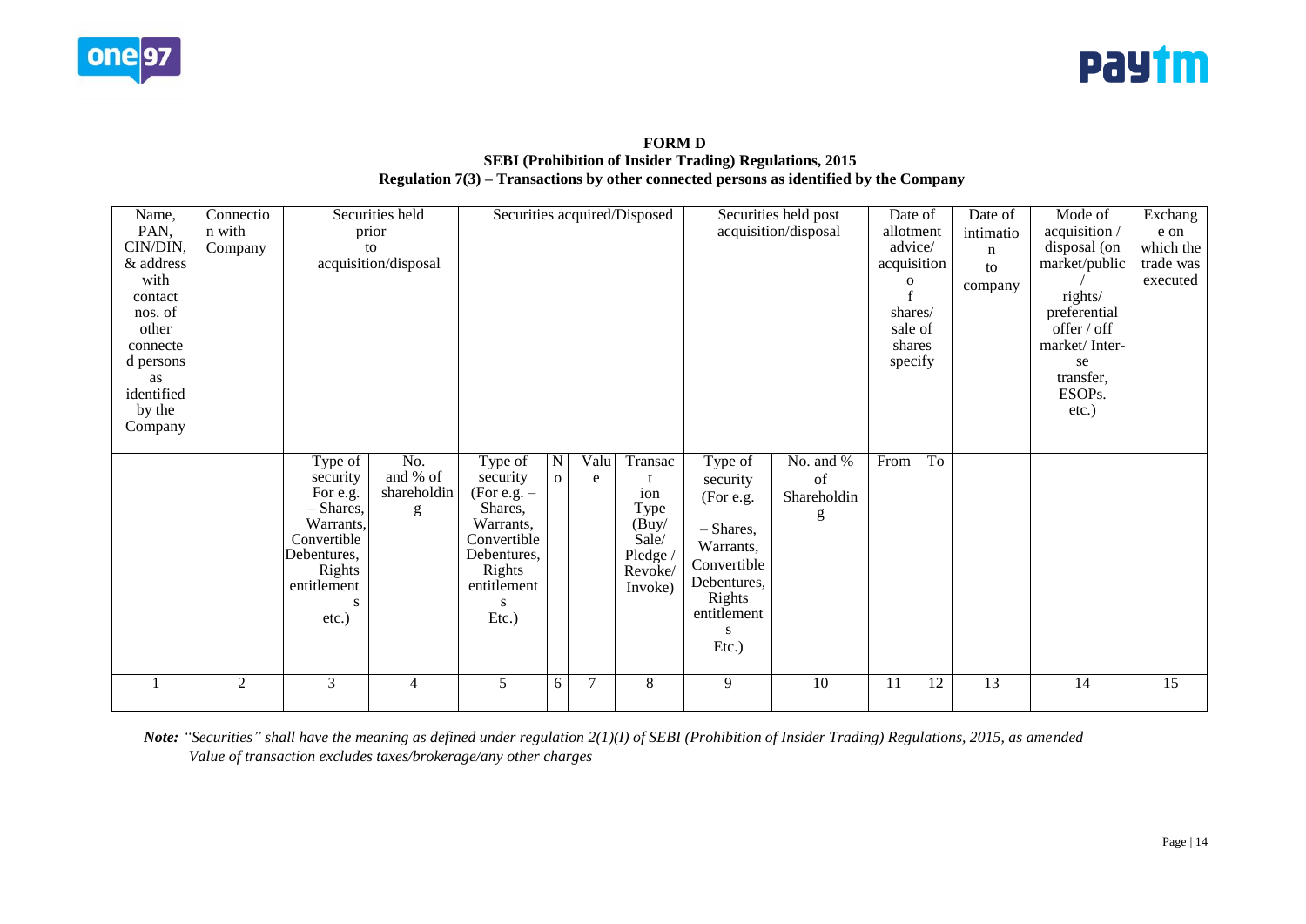**FORM D**
**SEBI (Prohibition of Insider Trading) Regulations, 2015**
**Regulation 7(3) – Transactions by other connected persons as identified by the Company**

| Name, PAN, CIN/DIN, & address with contact nos. of other connected persons as identified by the Company | Connection with Company | Securities held prior to acquisition/disposal | | Securities acquired/Disposed | | | | Securities held post acquisition/disposal | | Date of allotment advice/ acquisition of shares/ sale of shares specify | | Date of intimation to company | Mode of acquisition / disposal (on market/public / rights/ preferential offer / off market/ Inter-se transfer, ESOPs. etc.) | Exchange on which the trade was executed |
|---|---|---|---|---|---|---|---|---|---|---|---|---|---|---|
| | | Type of security For e.g. – Shares, Warrants, Convertible Debentures, Rights entitlements etc.) | No. and % of shareholding | Type of security (For e.g. – Shares, Warrants, Convertible Debentures, Rights entitlements Etc.) | No | Value | Transaction Type (Buy/ Sale/ Pledge / Revoke/ Invoke) | Type of security (For e.g. – Shares, Warrants, Convertible Debentures, Rights entitlements Etc.) | No. and % of Shareholding | From | To | | | |
| 1 | 2 | 3 | 4 | 5 | 6 | 7 | 8 | 9 | 10 | 11 | 12 | 13 | 14 | 15 |

*Note: "Securities" shall have the meaning as defined under regulation 2(1)(I) of SEBI (Prohibition of Insider Trading) Regulations, 2015, as amended*
*Value of transaction excludes taxes/brokerage/any other charges*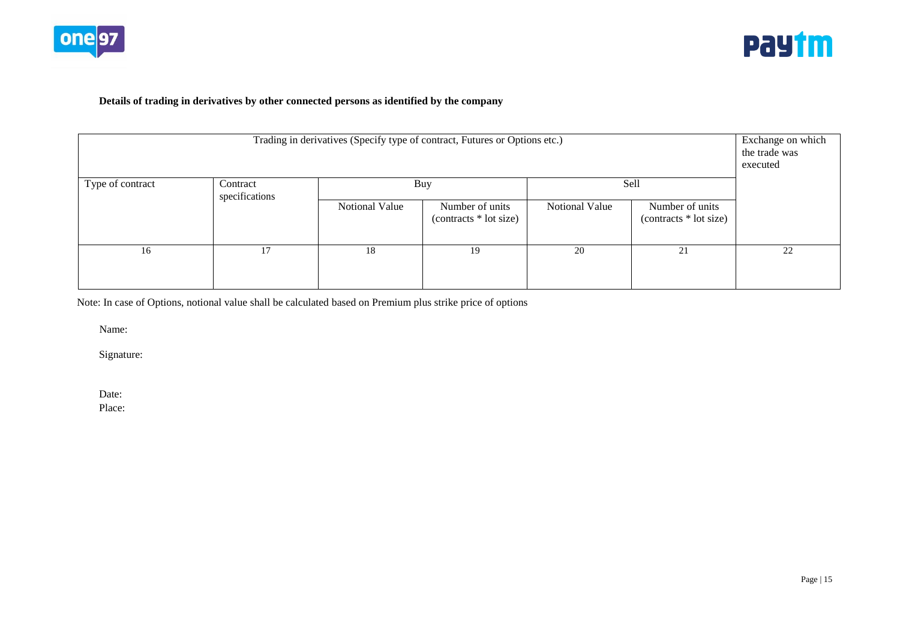**Details of trading in derivatives by other connected persons as identified by the company**

| Trading in derivatives (Specify type of contract, Futures or Options etc.) | | | | | | Exchange on which the trade was executed |
|---|---|---|---|---|---|---|
| Type of contract | Contract specifications | Buy | | Sell | | |
| | | Notional Value | Number of units (contracts * lot size) | Notional Value | Number of units (contracts * lot size) | |
| 16 | 17 | 18 | 19 | 20 | 21 | 22 |

Note: In case of Options, notional value shall be calculated based on Premium plus strike price of options

Name:

Signature:

Date:

Place: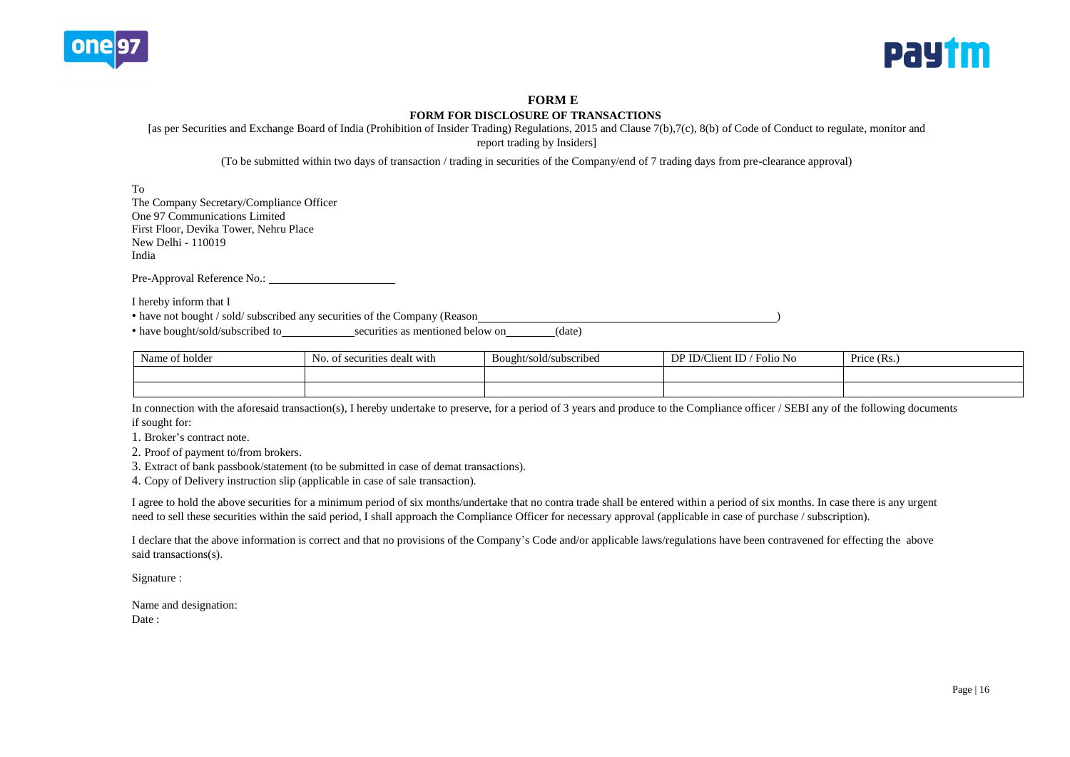# FORM E

## FORM FOR DISCLOSURE OF TRANSACTIONS

[as per Securities and Exchange Board of India (Prohibition of Insider Trading) Regulations, 2015 and Clause 7(b),7(c), 8(b) of Code of Conduct to regulate, monitor and report trading by Insiders]

(To be submitted within two days of transaction / trading in securities of the Company/end of 7 trading days from pre-clearance approval)

To
The Company Secretary/Compliance Officer
One 97 Communications Limited
First Floor, Devika Tower, Nehru Place
New Delhi - 110019
India

Pre-Approval Reference No.: ____________________

I hereby inform that I

- have not bought / sold/ subscribed any securities of the Company (Reason ____________________________________________)
- have bought/sold/subscribed to ____________ securities as mentioned below on ________ (date)

| Name of holder | No. of securities dealt with | Bought/sold/subscribed | DP ID/Client ID / Folio No | Price (Rs.) |
|---|---|---|---|---|
| | | | | |
| | | | | |

In connection with the aforesaid transaction(s), I hereby undertake to preserve, for a period of 3 years and produce to the Compliance officer / SEBI any of the following documents if sought for:

1. Broker's contract note.
2. Proof of payment to/from brokers.
3. Extract of bank passbook/statement (to be submitted in case of demat transactions).
4. Copy of Delivery instruction slip (applicable in case of sale transaction).

I agree to hold the above securities for a minimum period of six months/undertake that no contra trade shall be entered within a period of six months. In case there is any urgent need to sell these securities within the said period, I shall approach the Compliance Officer for necessary approval (applicable in case of purchase / subscription).

I declare that the above information is correct and that no provisions of the Company's Code and/or applicable laws/regulations have been contravened for effecting the above said transactions(s).

Signature :

Name and designation:
Date :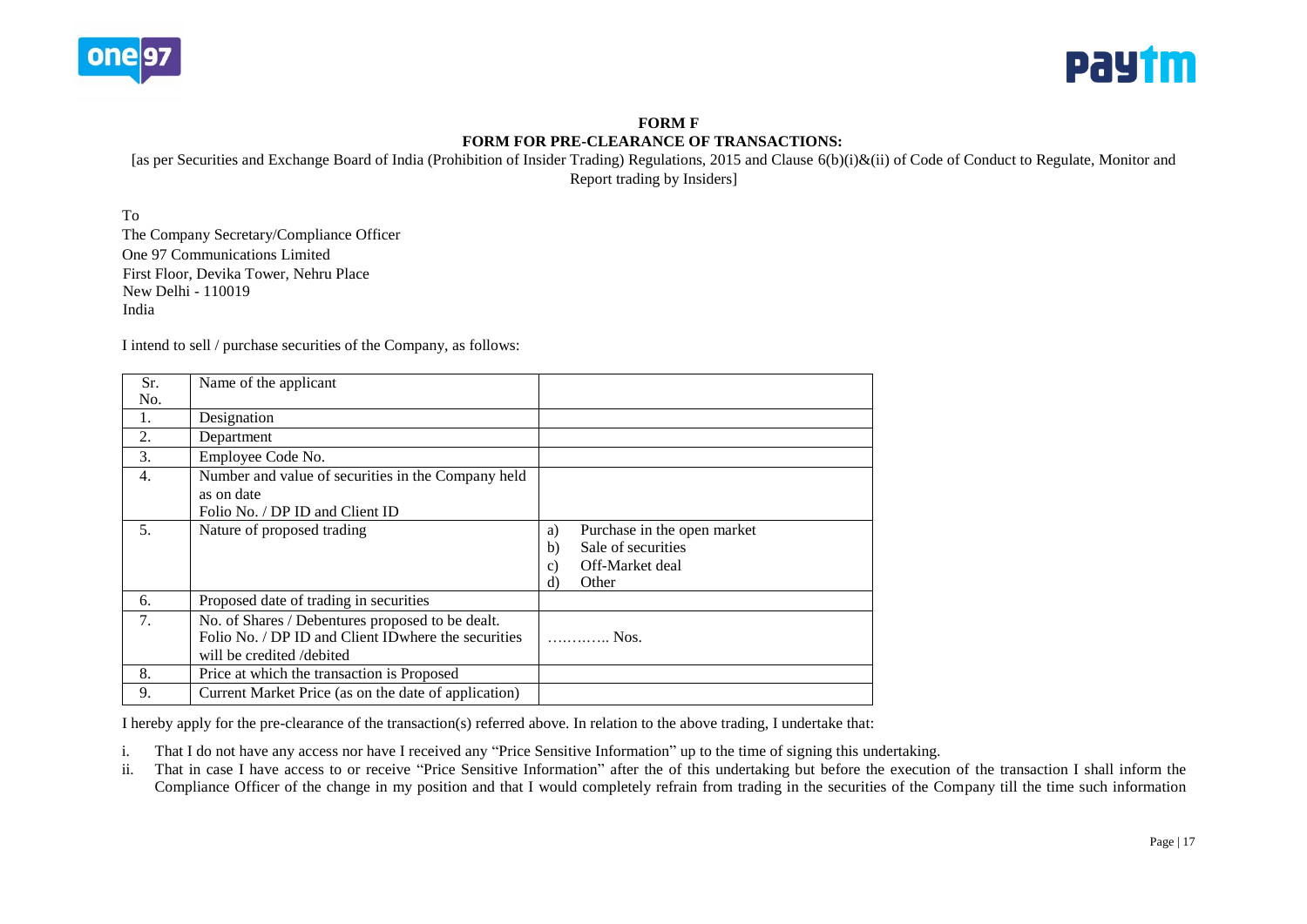**FORM F**

**FORM FOR PRE-CLEARANCE OF TRANSACTIONS:**

[as per Securities and Exchange Board of India (Prohibition of Insider Trading) Regulations, 2015 and Clause 6(b)(i)&(ii) of Code of Conduct to Regulate, Monitor and Report trading by Insiders]

To
The Company Secretary/Compliance Officer
One 97 Communications Limited
First Floor, Devika Tower, Nehru Place
New Delhi - 110019
India

I intend to sell / purchase securities of the Company, as follows:

| Sr. No. | Name of the applicant | |
|---|---|---|
| 1. | Designation | |
| 2. | Department | |
| 3. | Employee Code No. | |
| 4. | Number and value of securities in the Company held as on date<br>Folio No. / DP ID and Client ID | |
| 5. | Nature of proposed trading | a) Purchase in the open market<br>b) Sale of securities<br>c) Off-Market deal<br>d) Other |
| 6. | Proposed date of trading in securities | |
| 7. | No. of Shares / Debentures proposed to be dealt.<br>Folio No. / DP ID and Client IDwhere the securities will be credited /debited | ………… Nos. |
| 8. | Price at which the transaction is Proposed | |
| 9. | Current Market Price (as on the date of application) | |

I hereby apply for the pre-clearance of the transaction(s) referred above. In relation to the above trading, I undertake that:

i. That I do not have any access nor have I received any "Price Sensitive Information" up to the time of signing this undertaking.

ii. That in case I have access to or receive "Price Sensitive Information" after the of this undertaking but before the execution of the transaction I shall inform the Compliance Officer of the change in my position and that I would completely refrain from trading in the securities of the Company till the time such information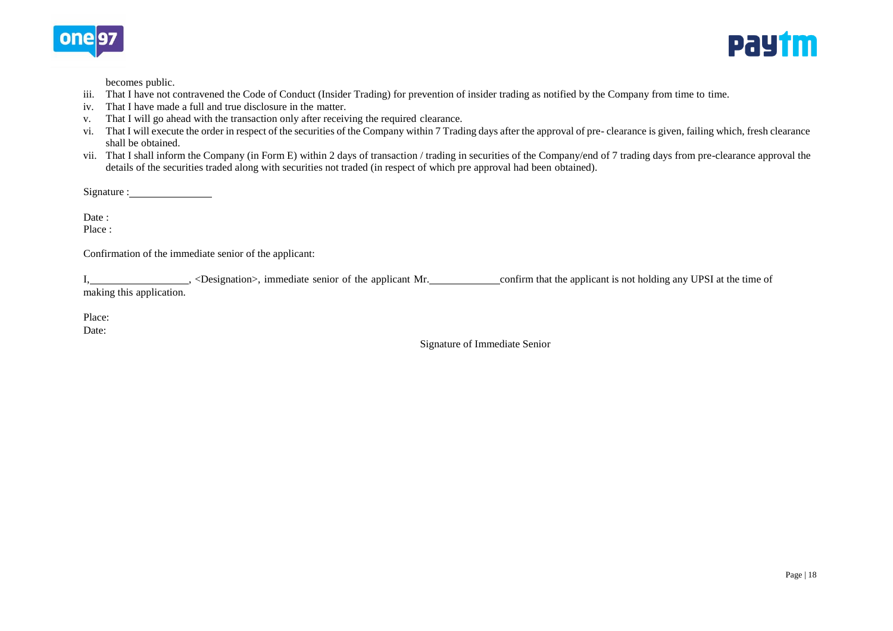becomes public.

iii. That I have not contravened the Code of Conduct (Insider Trading) for prevention of insider trading as notified by the Company from time to time.
iv. That I have made a full and true disclosure in the matter.
v. That I will go ahead with the transaction only after receiving the required clearance.
vi. That I will execute the order in respect of the securities of the Company within 7 Trading days after the approval of pre- clearance is given, failing which, fresh clearance shall be obtained.
vii. That I shall inform the Company (in Form E) within 2 days of transaction / trading in securities of the Company/end of 7 trading days from pre-clearance approval the details of the securities traded along with securities not traded (in respect of which pre approval had been obtained).

Signature :_______________

Date :
Place :

Confirmation of the immediate senior of the applicant:

I,__________________, <Designation>, immediate senior of the applicant Mr.____________confirm that the applicant is not holding any UPSI at the time of making this application.

Place:
Date:

Signature of Immediate Senior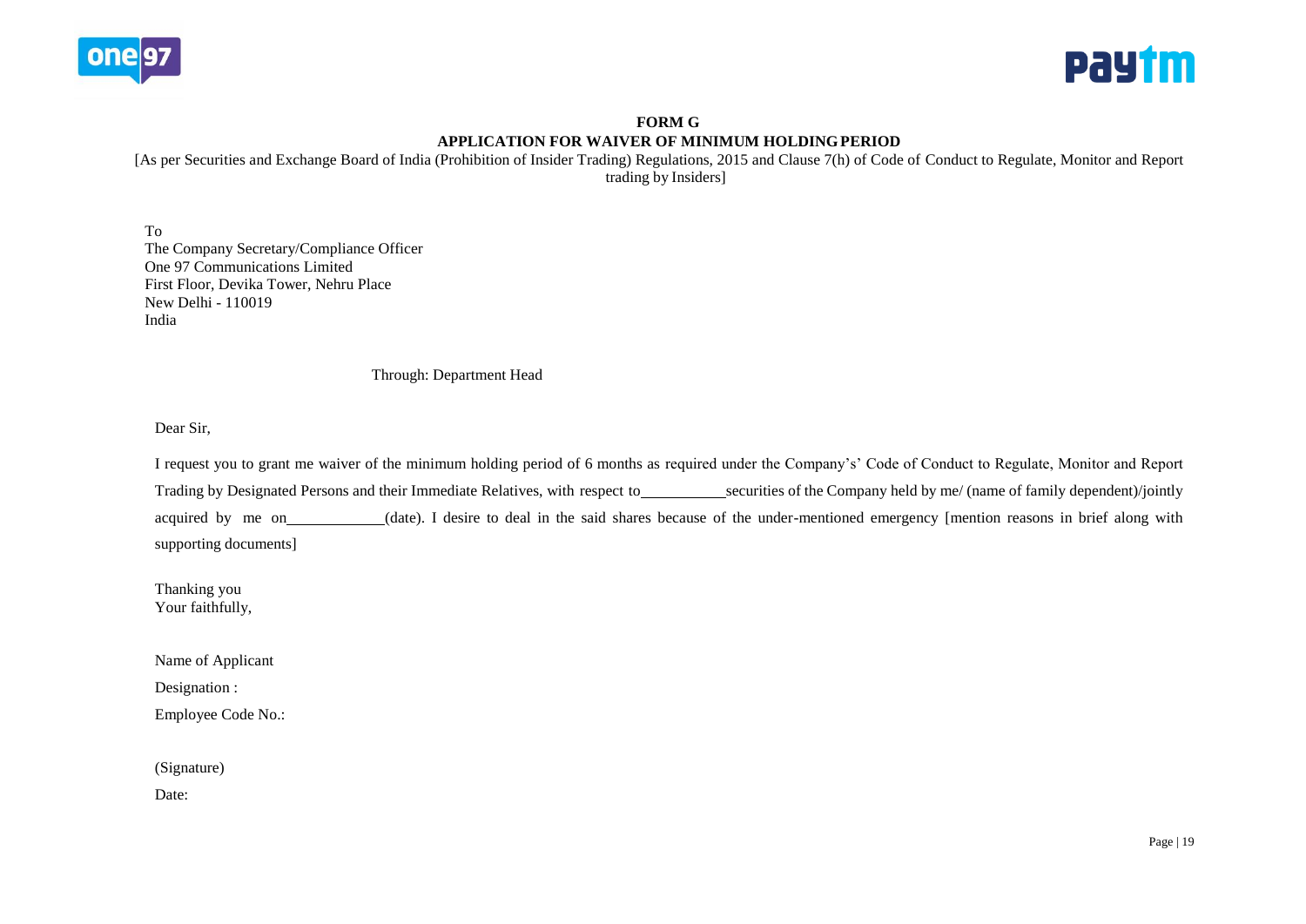**FORM G**

**APPLICATION FOR WAIVER OF MINIMUM HOLDING PERIOD**

[As per Securities and Exchange Board of India (Prohibition of Insider Trading) Regulations, 2015 and Clause 7(h) of Code of Conduct to Regulate, Monitor and Report trading by Insiders]

To
The Company Secretary/Compliance Officer
One 97 Communications Limited
First Floor, Devika Tower, Nehru Place
New Delhi - 110019
India

Through: Department Head

Dear Sir,

I request you to grant me waiver of the minimum holding period of 6 months as required under the Company's' Code of Conduct to Regulate, Monitor and Report Trading by Designated Persons and their Immediate Relatives, with respect to\_\_\_\_\_\_\_\_\_\_\_securities of the Company held by me/ (name of family dependent)/jointly acquired by me on\_\_\_\_\_\_\_\_\_\_\_\_\_(date). I desire to deal in the said shares because of the under-mentioned emergency [mention reasons in brief along with supporting documents]

Thanking you
Your faithfully,

Name of Applicant

Designation :

Employee Code No.:

(Signature)

Date: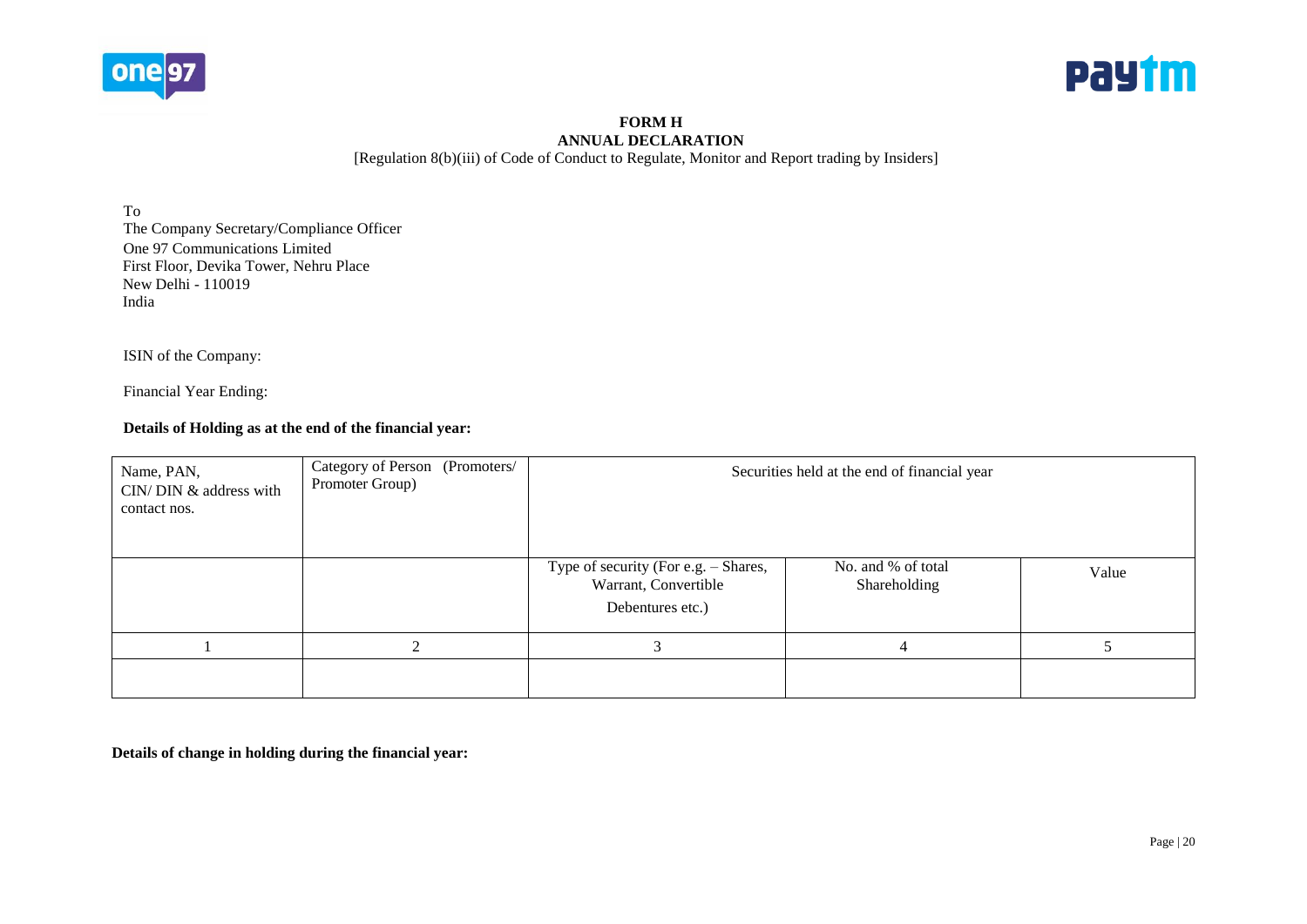**FORM H**
**ANNUAL DECLARATION**
[Regulation 8(b)(iii) of Code of Conduct to Regulate, Monitor and Report trading by Insiders]

To
The Company Secretary/Compliance Officer
One 97 Communications Limited
First Floor, Devika Tower, Nehru Place
New Delhi - 110019
India

ISIN of the Company:

Financial Year Ending:

**Details of Holding as at the end of the financial year:**

| Name, PAN, CIN/ DIN & address with contact nos. | Category of Person (Promoters/ Promoter Group) | Securities held at the end of financial year | | |
|---|---|---|---|---|
| | | Type of security (For e.g. – Shares, Warrant, Convertible Debentures etc.) | No. and % of total Shareholding | Value |
| 1 | 2 | 3 | 4 | 5 |
| | | | | |

**Details of change in holding during the financial year:**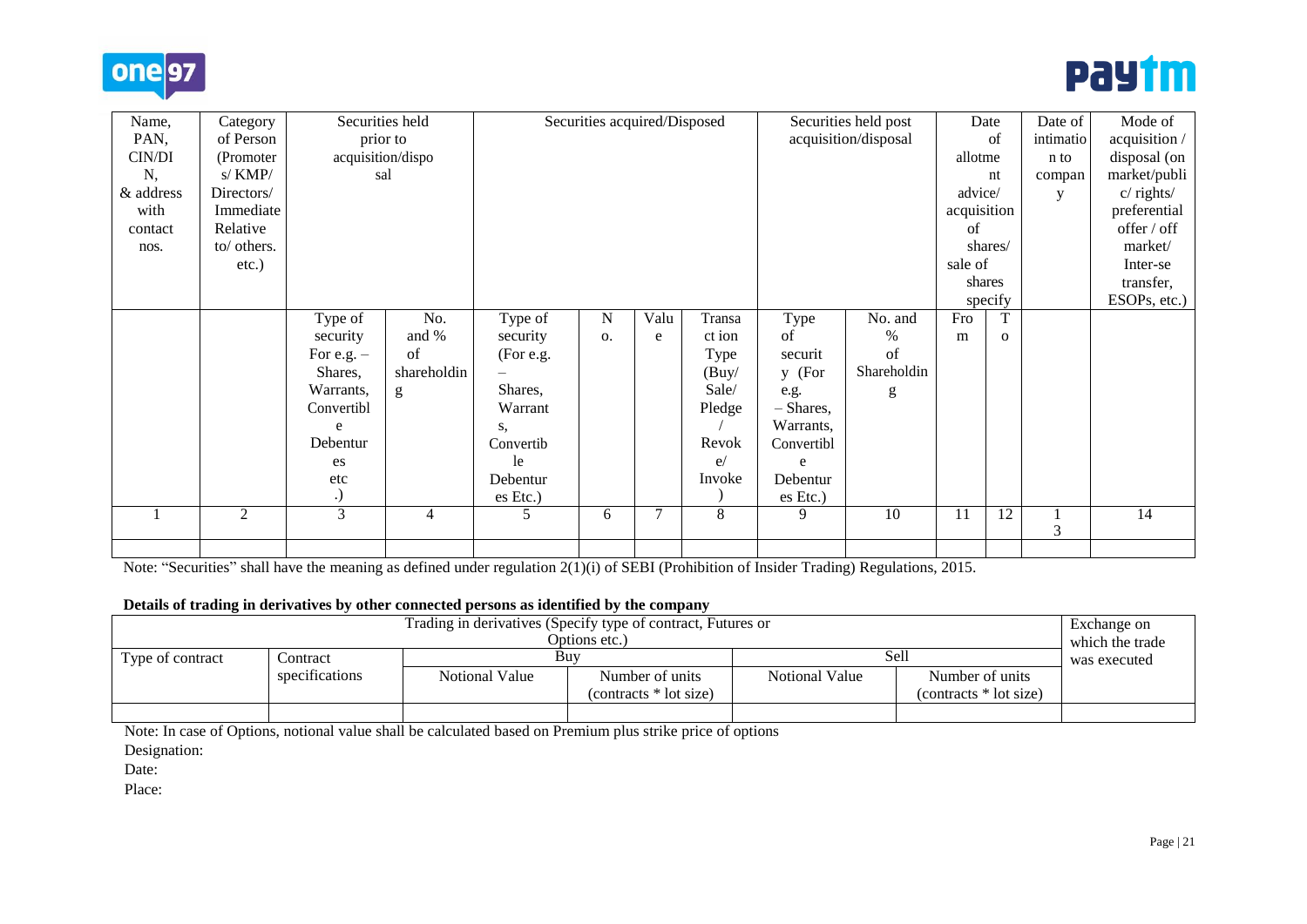| Name, PAN, CIN/DIN, & address with contact nos. | Category of Person (Promoters/ KMP/ Directors/ Immediate Relative to/ others. etc.) | Securities held prior to acquisition/disposal | | Securities acquired/Disposed | | | | Securities held post acquisition/disposal | | Date of allotment advice/ acquisition of shares/ sale of shares specify | | Date of intimation to company | Mode of acquisition / disposal (on market/public/ rights/ preferential offer / off market/ Inter-se transfer, ESOPs, etc.) |
|---|---|---|---|---|---|---|---|---|---|---|---|---|---|
| | | Type of security For e.g. – Shares, Warrants, Convertible Debentures etc.) | No. and % of shareholding | Type of security (For e.g. – Shares, Warrants, Convertible Debentures Etc.) | No. | Value | Transact ion Type (Buy/ Sale/ Pledge / Revoke/ Invoke) | Type of security (For e.g. – Shares, Warrants, Convertible Debentures Etc.) | No. and % of Shareholding | From | To | | |
| 1 | 2 | 3 | 4 | 5 | 6 | 7 | 8 | 9 | 10 | 11 | 12 | 13 | 14 |
| | | | | | | | | | | | | | |

Note: "Securities" shall have the meaning as defined under regulation 2(1)(i) of SEBI (Prohibition of Insider Trading) Regulations, 2015.

**Details of trading in derivatives by other connected persons as identified by the company**

| Trading in derivatives (Specify type of contract, Futures or Options etc.) | | | | | | Exchange on which the trade was executed |
|---|---|---|---|---|---|---|
| Type of contract | Contract specifications | Buy | | Sell | | |
| | | Notional Value | Number of units (contracts * lot size) | Notional Value | Number of units (contracts * lot size) | |
| | | | | | | |

Note: In case of Options, notional value shall be calculated based on Premium plus strike price of options

Designation:

Date:

Place: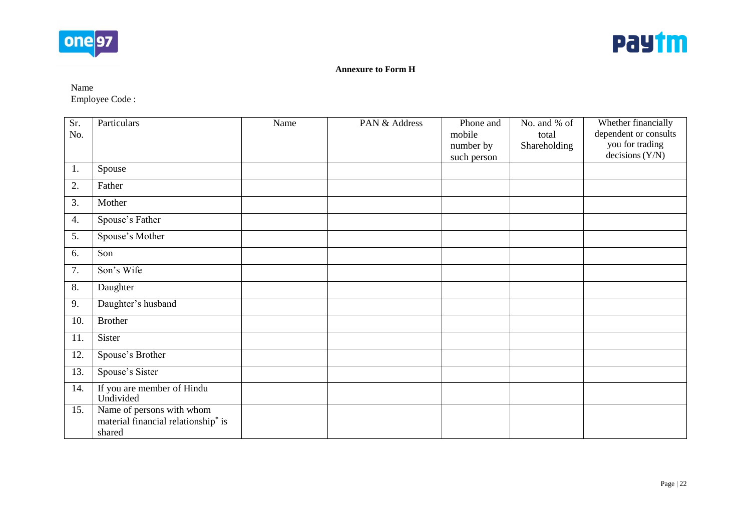**Annexure to Form H**

Name

Employee Code :

| Sr. No. | Particulars | Name | PAN & Address | Phone and mobile number by such person | No. and % of total Shareholding | Whether financially dependent or consults you for trading decisions (Y/N) |
|---|---|---|---|---|---|---|
| 1. | Spouse | | | | | |
| 2. | Father | | | | | |
| 3. | Mother | | | | | |
| 4. | Spouse's Father | | | | | |
| 5. | Spouse's Mother | | | | | |
| 6. | Son | | | | | |
| 7. | Son's Wife | | | | | |
| 8. | Daughter | | | | | |
| 9. | Daughter's husband | | | | | |
| 10. | Brother | | | | | |
| 11. | Sister | | | | | |
| 12. | Spouse's Brother | | | | | |
| 13. | Spouse's Sister | | | | | |
| 14. | If you are member of Hindu Undivided | | | | | |
| 15. | Name of persons with whom material financial relationship* is shared | | | | | |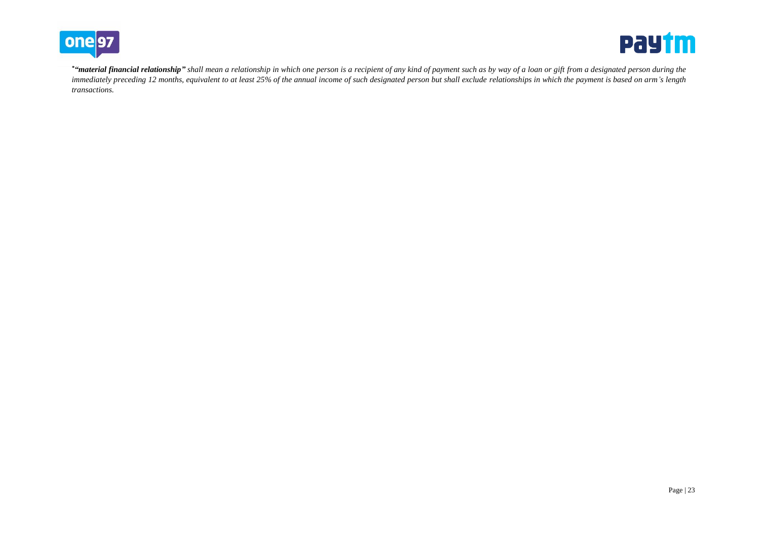*"material financial relationship"* *shall mean a relationship in which one person is a recipient of any kind of payment such as by way of a loan or gift from a designated person during the immediately preceding 12 months, equivalent to at least 25% of the annual income of such designated person but shall exclude relationships in which the payment is based on arm's length transactions.*